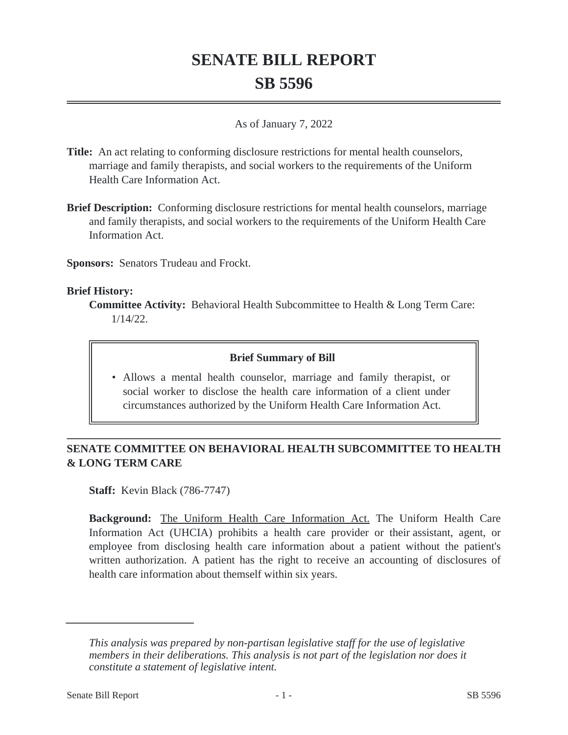# SENATE BILL REPORT

# SB 5596

As of January 7, 2022

**Title:** An act relating to conforming disclosure restrictions for mental health counselors, marriage and family therapists, and social workers to the requirements of the Uniform Health Care Information Act.

**Brief Description:** Conforming disclosure restrictions for mental health counselors, marriage and family therapists, and social workers to the requirements of the Uniform Health Care Information Act.

**Sponsors:** Senators Trudeau and Frockt.

**Brief History:**

**Committee Activity:** Behavioral Health Subcommittee to Health & Long Term Care: 1/14/22.

**Brief Summary of Bill**

- Allows a mental health counselor, marriage and family therapist, or social worker to disclose the health care information of a client under circumstances authorized by the Uniform Health Care Information Act.

## SENATE COMMITTEE ON BEHAVIORAL HEALTH SUBCOMMITTEE TO HEALTH & LONG TERM CARE

**Staff:** Kevin Black (786-7747)

**Background:** The Uniform Health Care Information Act. The Uniform Health Care Information Act (UHCIA) prohibits a health care provider or their assistant, agent, or employee from disclosing health care information about a patient without the patient's written authorization. A patient has the right to receive an accounting of disclosures of health care information about themself within six years.

---

*This analysis was prepared by non-partisan legislative staff for the use of legislative members in their deliberations. This analysis is not part of the legislation nor does it constitute a statement of legislative intent.*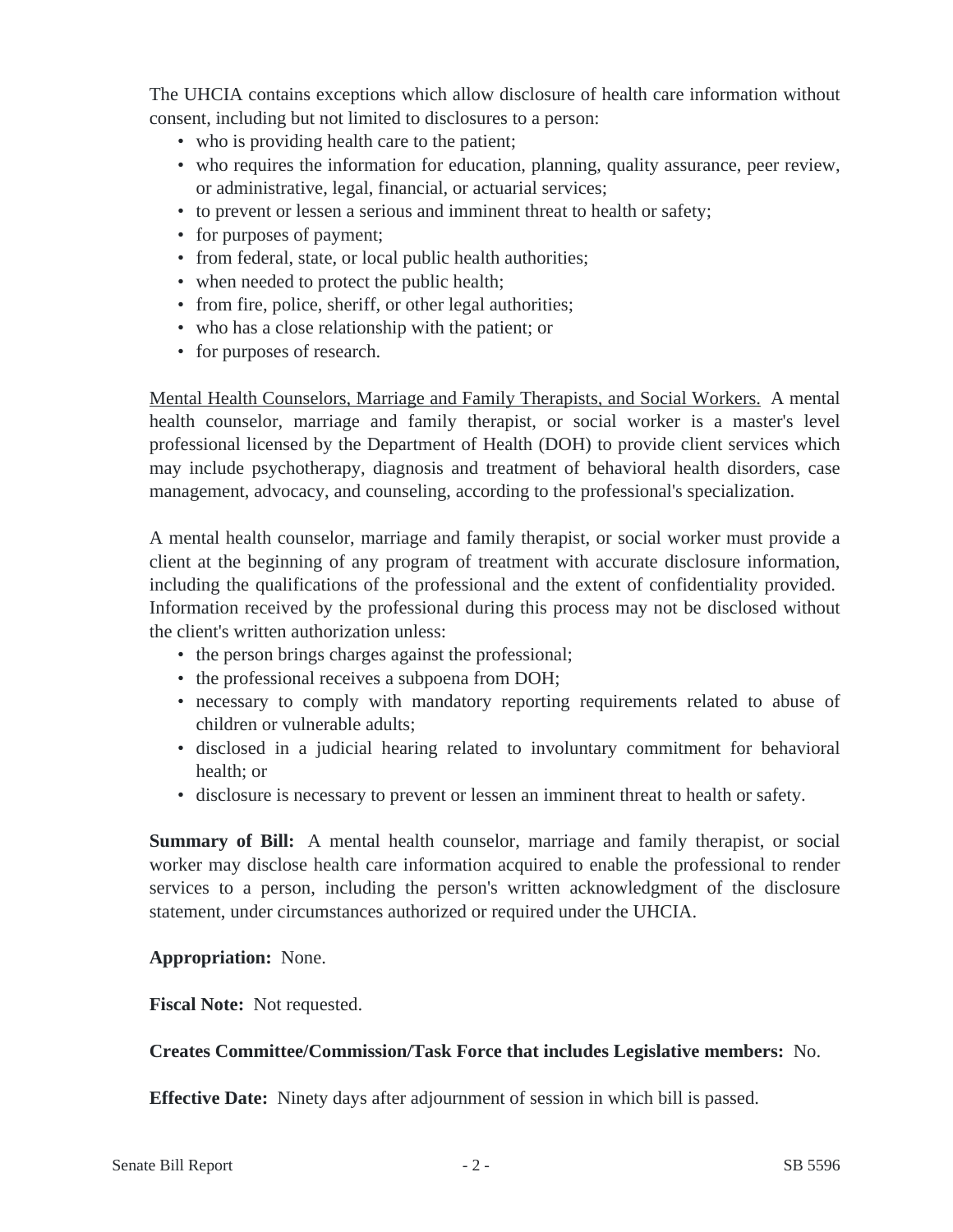The UHCIA contains exceptions which allow disclosure of health care information without consent, including but not limited to disclosures to a person:

- who is providing health care to the patient;
- who requires the information for education, planning, quality assurance, peer review, or administrative, legal, financial, or actuarial services;
- to prevent or lessen a serious and imminent threat to health or safety;
- for purposes of payment;
- from federal, state, or local public health authorities;
- when needed to protect the public health;
- from fire, police, sheriff, or other legal authorities;
- who has a close relationship with the patient; or
- for purposes of research.

Mental Health Counselors, Marriage and Family Therapists, and Social Workers. A mental health counselor, marriage and family therapist, or social worker is a master's level professional licensed by the Department of Health (DOH) to provide client services which may include psychotherapy, diagnosis and treatment of behavioral health disorders, case management, advocacy, and counseling, according to the professional's specialization.

A mental health counselor, marriage and family therapist, or social worker must provide a client at the beginning of any program of treatment with accurate disclosure information, including the qualifications of the professional and the extent of confidentiality provided. Information received by the professional during this process may not be disclosed without the client's written authorization unless:

- the person brings charges against the professional;
- the professional receives a subpoena from DOH;
- necessary to comply with mandatory reporting requirements related to abuse of children or vulnerable adults;
- disclosed in a judicial hearing related to involuntary commitment for behavioral health; or
- disclosure is necessary to prevent or lessen an imminent threat to health or safety.

**Summary of Bill:** A mental health counselor, marriage and family therapist, or social worker may disclose health care information acquired to enable the professional to render services to a person, including the person's written acknowledgment of the disclosure statement, under circumstances authorized or required under the UHCIA.

**Appropriation:** None.

**Fiscal Note:** Not requested.

**Creates Committee/Commission/Task Force that includes Legislative members:** No.

**Effective Date:** Ninety days after adjournment of session in which bill is passed.